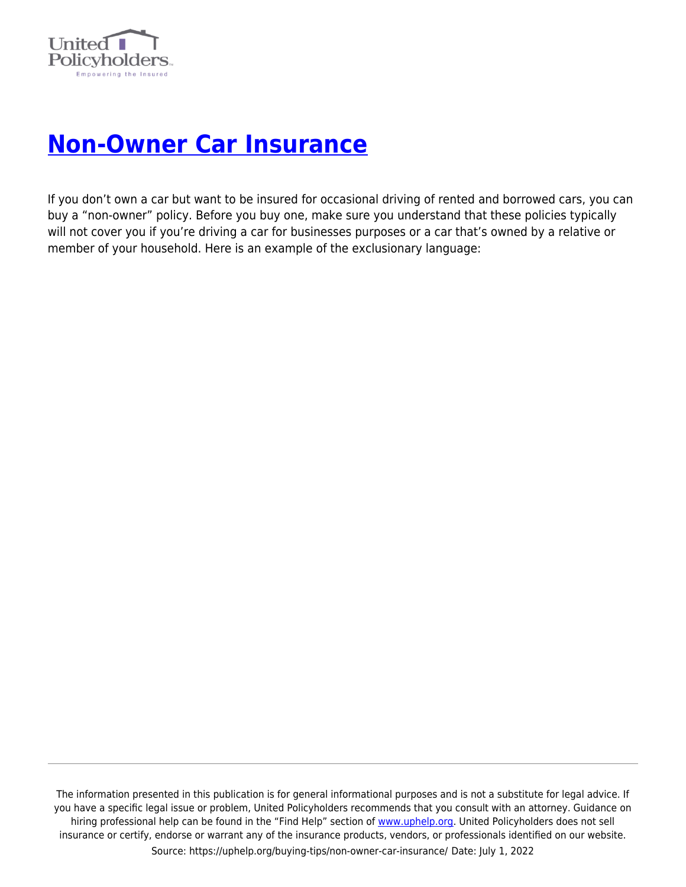# Non-Owner Car Insurance

If you don't own a car but want to be insured for occasional driving of rented and borrowed cars, you can buy a "non-owner" policy. Before you buy one, make sure you understand that these policies typically will not cover you if you're driving a car for businesses purposes or a car that's owned by a relative or member of your household. Here is an example of the exclusionary language: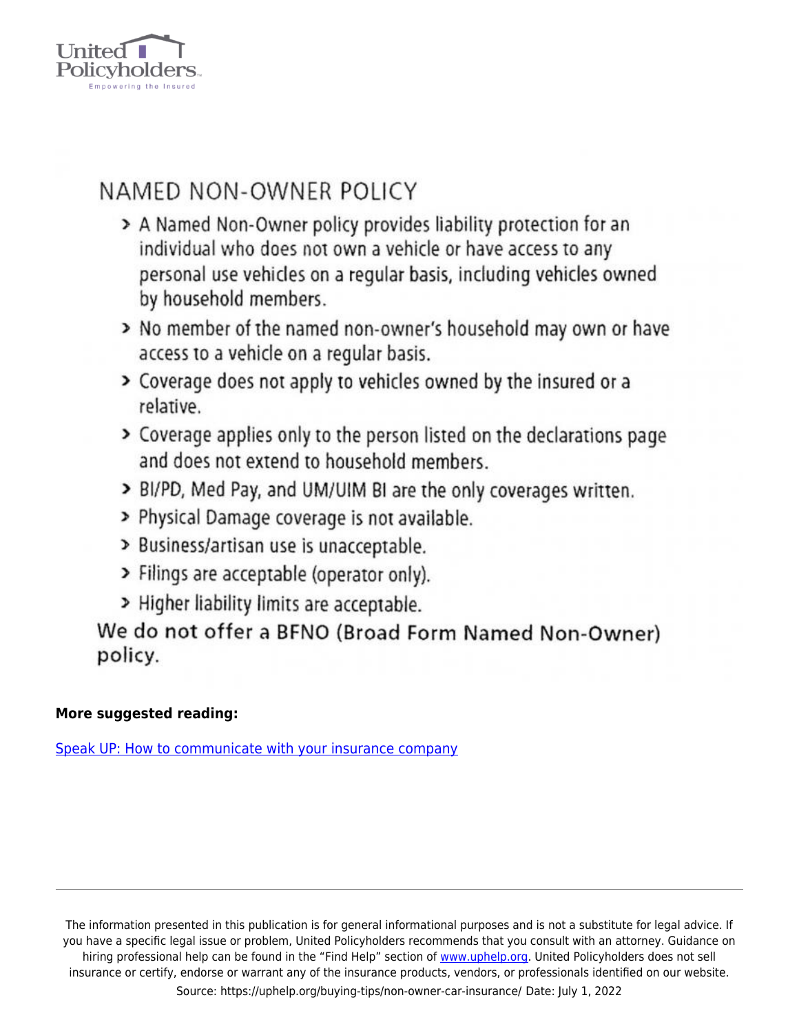## NAMED NON-OWNER POLICY

- A Named Non-Owner policy provides liability protection for an individual who does not own a vehicle or have access to any personal use vehicles on a regular basis, including vehicles owned by household members.
- No member of the named non-owner's household may own or have access to a vehicle on a regular basis.
- Coverage does not apply to vehicles owned by the insured or a relative.
- Coverage applies only to the person listed on the declarations page and does not extend to household members.
- BI/PD, Med Pay, and UM/UIM BI are the only coverages written.
- Physical Damage coverage is not available.
- Business/artisan use is unacceptable.
- Filings are acceptable (operator only).
- Higher liability limits are acceptable.

We do not offer a BFNO (Broad Form Named Non-Owner) policy.

**More suggested reading:**

[Speak UP: How to communicate with your insurance company]

---

The information presented in this publication is for general informational purposes and is not a substitute for legal advice. If you have a specific legal issue or problem, United Policyholders recommends that you consult with an attorney. Guidance on hiring professional help can be found in the "Find Help" section of www.uphelp.org. United Policyholders does not sell insurance or certify, endorse or warrant any of the insurance products, vendors, or professionals identified on our website.

Source: https://uphelp.org/buying-tips/non-owner-car-insurance/ Date: July 1, 2022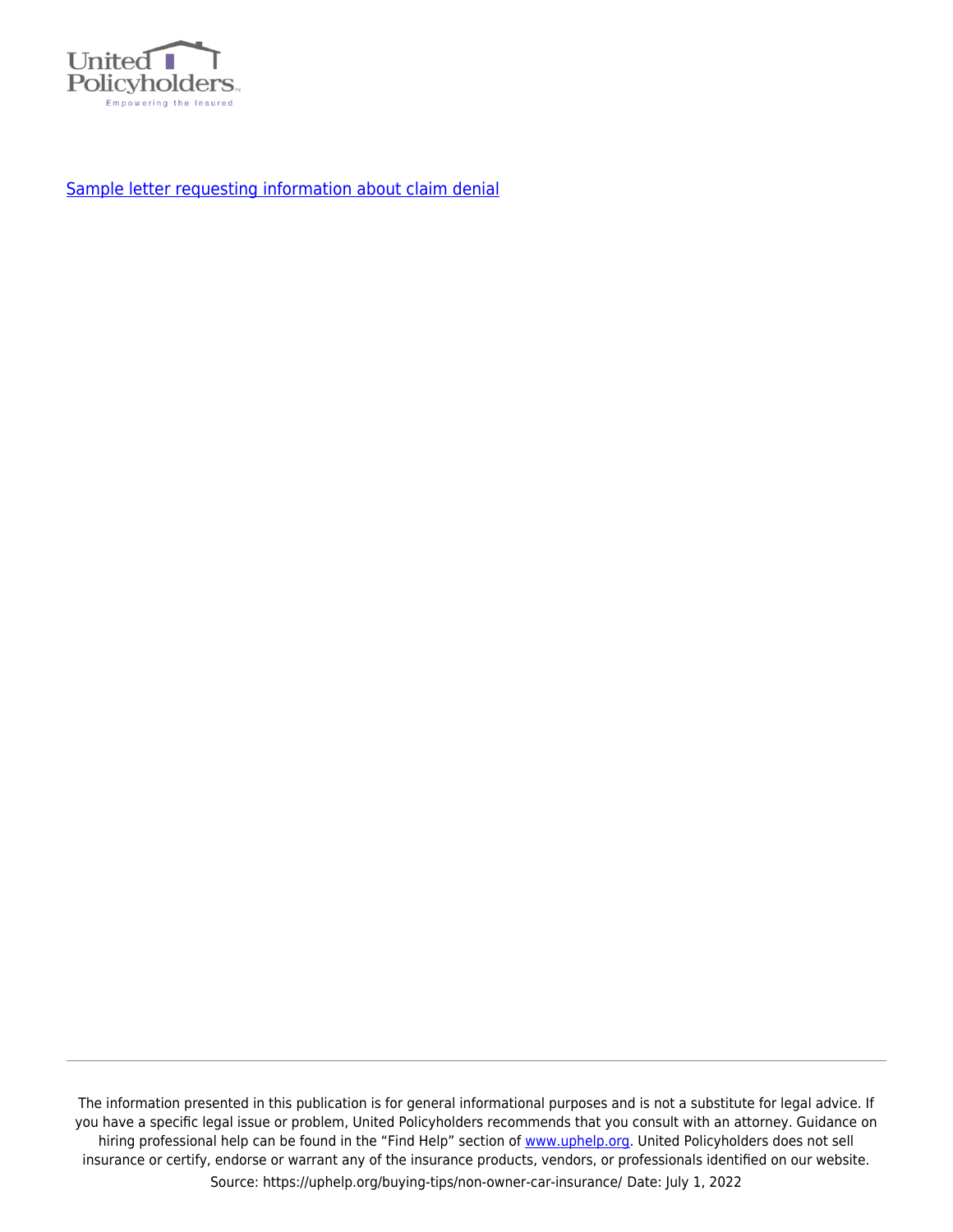[Sample letter requesting information about claim denial](#)

The information presented in this publication is for general informational purposes and is not a substitute for legal advice. If you have a specific legal issue or problem, United Policyholders recommends that you consult with an attorney. Guidance on hiring professional help can be found in the "Find Help" section of www.uphelp.org. United Policyholders does not sell insurance or certify, endorse or warrant any of the insurance products, vendors, or professionals identified on our website.

Source: https://uphelp.org/buying-tips/non-owner-car-insurance/ Date: July 1, 2022